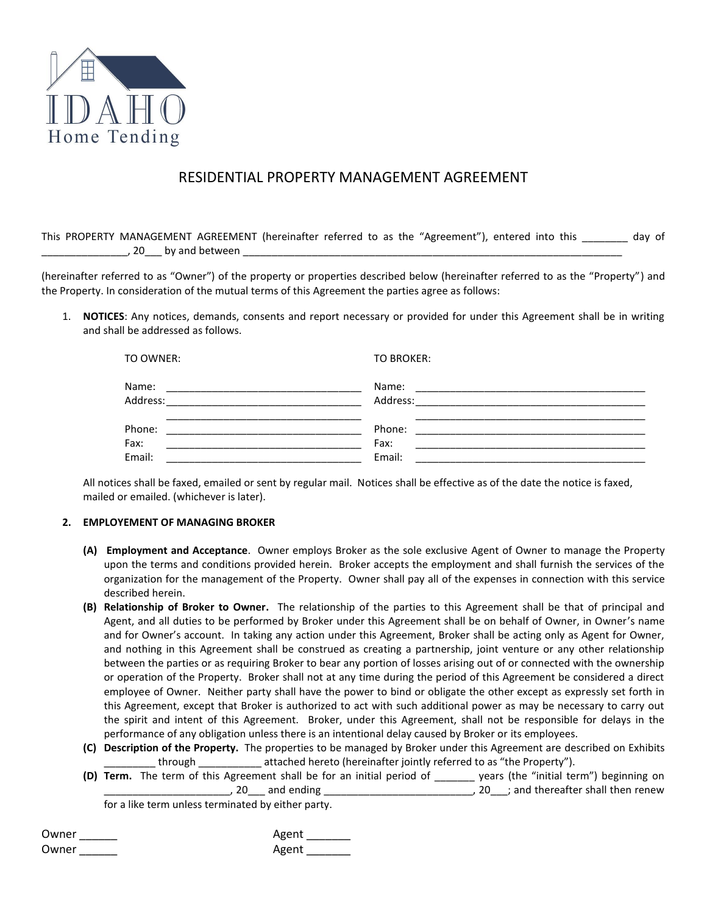IDAHO
Home Tending

# RESIDENTIAL PROPERTY MANAGEMENT AGREEMENT

This PROPERTY MANAGEMENT AGREEMENT (hereinafter referred to as the "Agreement"), entered into this ________ day of _______________, 20___ by and between ____________________________________________________________________

(hereinafter referred to as "Owner") of the property or properties described below (hereinafter referred to as the "Property") and the Property. In consideration of the mutual terms of this Agreement the parties agree as follows:

1. **NOTICES**: Any notices, demands, consents and report necessary or provided for under this Agreement shall be in writing and shall be addressed as follows.

| TO OWNER: | | TO BROKER: | |
|---|---|---|---|
| Name: | __________________________________ | Name: | ________________________________________ |
| Address: | __________________________________ | Address: | ________________________________________ |
| | __________________________________ | | ________________________________________ |
| Phone: | __________________________________ | Phone: | ________________________________________ |
| Fax: | __________________________________ | Fax: | ________________________________________ |
| Email: | __________________________________ | Email: | ________________________________________ |

All notices shall be faxed, emailed or sent by regular mail. Notices shall be effective as of the date the notice is faxed, mailed or emailed. (whichever is later).

2. **EMPLOYEMENT OF MANAGING BROKER**

   **(A) Employment and Acceptance**. Owner employs Broker as the sole exclusive Agent of Owner to manage the Property upon the terms and conditions provided herein. Broker accepts the employment and shall furnish the services of the organization for the management of the Property. Owner shall pay all of the expenses in connection with this service described herein.

   **(B) Relationship of Broker to Owner.** The relationship of the parties to this Agreement shall be that of principal and Agent, and all duties to be performed by Broker under this Agreement shall be on behalf of Owner, in Owner's name and for Owner's account. In taking any action under this Agreement, Broker shall be acting only as Agent for Owner, and nothing in this Agreement shall be construed as creating a partnership, joint venture or any other relationship between the parties or as requiring Broker to bear any portion of losses arising out of or connected with the ownership or operation of the Property. Broker shall not at any time during the period of this Agreement be considered a direct employee of Owner. Neither party shall have the power to bind or obligate the other except as expressly set forth in this Agreement, except that Broker is authorized to act with such additional power as may be necessary to carry out the spirit and intent of this Agreement. Broker, under this Agreement, shall not be responsible for delays in the performance of any obligation unless there is an intentional delay caused by Broker or its employees.

   **(C) Description of the Property.** The properties to be managed by Broker under this Agreement are described on Exhibits _________ through ___________ attached hereto (hereinafter jointly referred to as "the Property").

   **(D) Term.** The term of this Agreement shall be for an initial period of _______ years (the "initial term") beginning on ______________________, 20___ and ending __________________________, 20___; and thereafter shall then renew for a like term unless terminated by either party.

Owner ______ Agent _______
Owner ______ Agent _______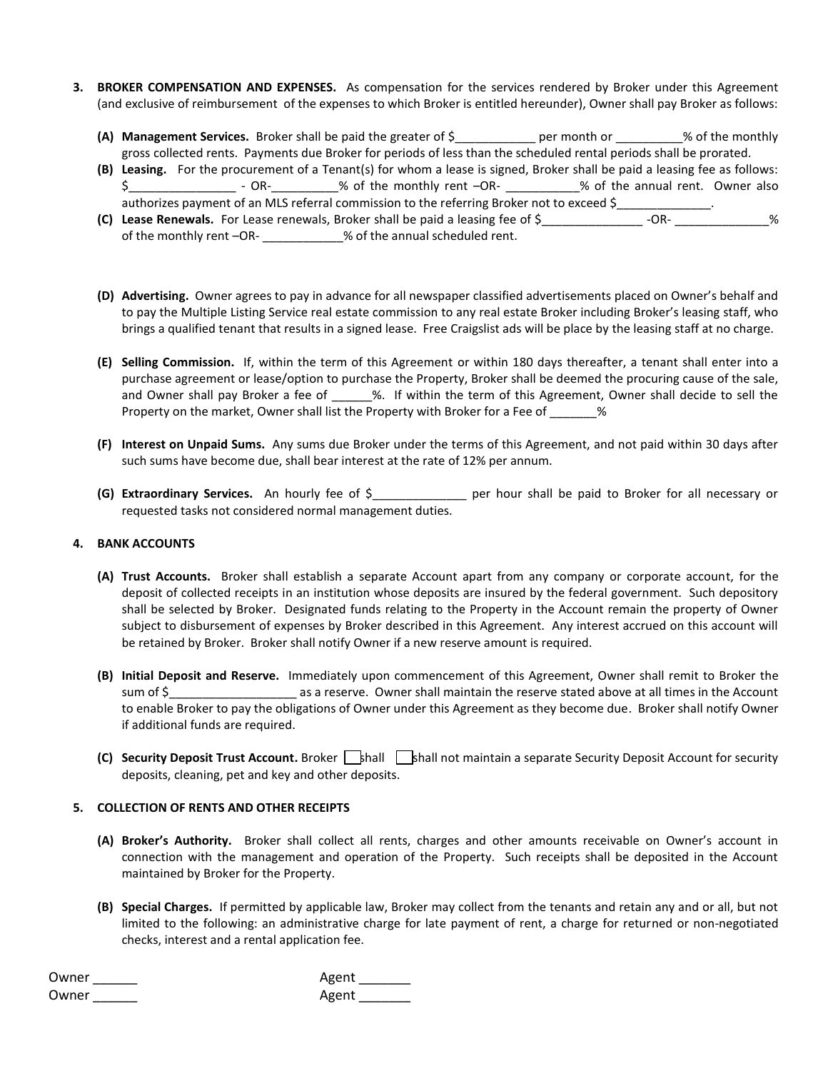3. **BROKER COMPENSATION AND EXPENSES.** As compensation for the services rendered by Broker under this Agreement (and exclusive of reimbursement of the expenses to which Broker is entitled hereunder), Owner shall pay Broker as follows:

   **(A) Management Services.** Broker shall be paid the greater of $____________ per month or __________% of the monthly gross collected rents. Payments due Broker for periods of less than the scheduled rental periods shall be prorated.

   **(B) Leasing.** For the procurement of a Tenant(s) for whom a lease is signed, Broker shall be paid a leasing fee as follows: $________________ - OR-__________% of the monthly rent –OR- ___________% of the annual rent. Owner also authorizes payment of an MLS referral commission to the referring Broker not to exceed $______________.

   **(C) Lease Renewals.** For Lease renewals, Broker shall be paid a leasing fee of $_______________ -OR- ______________% of the monthly rent –OR- ____________% of the annual scheduled rent.

   **(D) Advertising.** Owner agrees to pay in advance for all newspaper classified advertisements placed on Owner's behalf and to pay the Multiple Listing Service real estate commission to any real estate Broker including Broker's leasing staff, who brings a qualified tenant that results in a signed lease. Free Craigslist ads will be place by the leasing staff at no charge.

   **(E) Selling Commission.** If, within the term of this Agreement or within 180 days thereafter, a tenant shall enter into a purchase agreement or lease/option to purchase the Property, Broker shall be deemed the procuring cause of the sale, and Owner shall pay Broker a fee of ______%. If within the term of this Agreement, Owner shall decide to sell the Property on the market, Owner shall list the Property with Broker for a Fee of _______%

   **(F) Interest on Unpaid Sums.** Any sums due Broker under the terms of this Agreement, and not paid within 30 days after such sums have become due, shall bear interest at the rate of 12% per annum.

   **(G) Extraordinary Services.** An hourly fee of $_____________ per hour shall be paid to Broker for all necessary or requested tasks not considered normal management duties.

4. **BANK ACCOUNTS**

   **(A) Trust Accounts.** Broker shall establish a separate Account apart from any company or corporate account, for the deposit of collected receipts in an institution whose deposits are insured by the federal government. Such depository shall be selected by Broker. Designated funds relating to the Property in the Account remain the property of Owner subject to disbursement of expenses by Broker described in this Agreement. Any interest accrued on this account will be retained by Broker. Broker shall notify Owner if a new reserve amount is required.

   **(B) Initial Deposit and Reserve.** Immediately upon commencement of this Agreement, Owner shall remit to Broker the sum of $___________________ as a reserve. Owner shall maintain the reserve stated above at all times in the Account to enable Broker to pay the obligations of Owner under this Agreement as they become due. Broker shall notify Owner if additional funds are required.

   **(C) Security Deposit Trust Account.** Broker ☐ shall ☐ shall not maintain a separate Security Deposit Account for security deposits, cleaning, pet and key and other deposits.

5. **COLLECTION OF RENTS AND OTHER RECEIPTS**

   **(A) Broker's Authority.** Broker shall collect all rents, charges and other amounts receivable on Owner's account in connection with the management and operation of the Property. Such receipts shall be deposited in the Account maintained by Broker for the Property.

   **(B) Special Charges.** If permitted by applicable law, Broker may collect from the tenants and retain any and or all, but not limited to the following: an administrative charge for late payment of rent, a charge for returned or non-negotiated checks, interest and a rental application fee.

Owner ______ Agent _______
Owner ______ Agent _______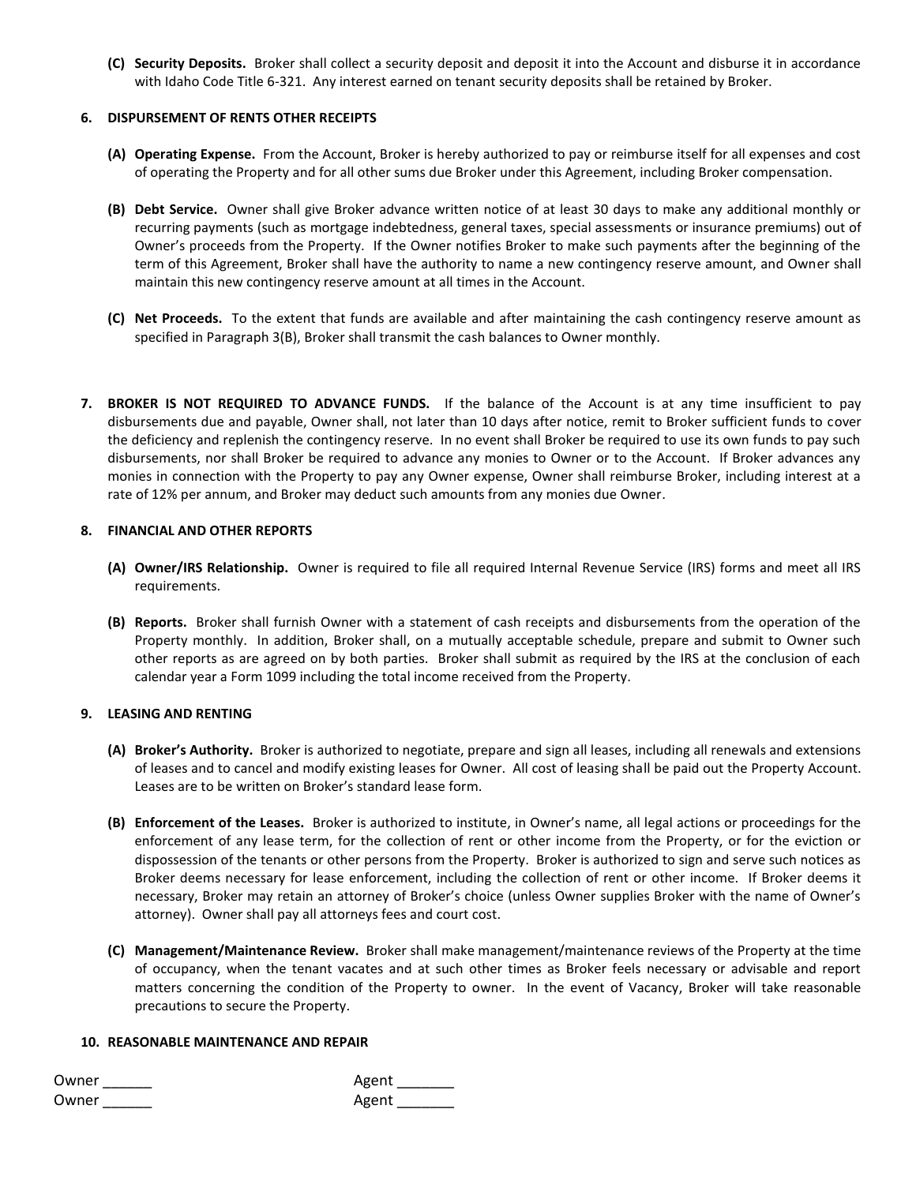**(C) Security Deposits.** Broker shall collect a security deposit and deposit it into the Account and disburse it in accordance with Idaho Code Title 6-321. Any interest earned on tenant security deposits shall be retained by Broker.

## 6. DISPURSEMENT OF RENTS OTHER RECEIPTS

**(A) Operating Expense.** From the Account, Broker is hereby authorized to pay or reimburse itself for all expenses and cost of operating the Property and for all other sums due Broker under this Agreement, including Broker compensation.

**(B) Debt Service.** Owner shall give Broker advance written notice of at least 30 days to make any additional monthly or recurring payments (such as mortgage indebtedness, general taxes, special assessments or insurance premiums) out of Owner's proceeds from the Property. If the Owner notifies Broker to make such payments after the beginning of the term of this Agreement, Broker shall have the authority to name a new contingency reserve amount, and Owner shall maintain this new contingency reserve amount at all times in the Account.

**(C) Net Proceeds.** To the extent that funds are available and after maintaining the cash contingency reserve amount as specified in Paragraph 3(B), Broker shall transmit the cash balances to Owner monthly.

## 7. BROKER IS NOT REQUIRED TO ADVANCE FUNDS.

If the balance of the Account is at any time insufficient to pay disbursements due and payable, Owner shall, not later than 10 days after notice, remit to Broker sufficient funds to cover the deficiency and replenish the contingency reserve. In no event shall Broker be required to use its own funds to pay such disbursements, nor shall Broker be required to advance any monies to Owner or to the Account. If Broker advances any monies in connection with the Property to pay any Owner expense, Owner shall reimburse Broker, including interest at a rate of 12% per annum, and Broker may deduct such amounts from any monies due Owner.

## 8. FINANCIAL AND OTHER REPORTS

**(A) Owner/IRS Relationship.** Owner is required to file all required Internal Revenue Service (IRS) forms and meet all IRS requirements.

**(B) Reports.** Broker shall furnish Owner with a statement of cash receipts and disbursements from the operation of the Property monthly. In addition, Broker shall, on a mutually acceptable schedule, prepare and submit to Owner such other reports as are agreed on by both parties. Broker shall submit as required by the IRS at the conclusion of each calendar year a Form 1099 including the total income received from the Property.

## 9. LEASING AND RENTING

**(A) Broker's Authority.** Broker is authorized to negotiate, prepare and sign all leases, including all renewals and extensions of leases and to cancel and modify existing leases for Owner. All cost of leasing shall be paid out the Property Account. Leases are to be written on Broker's standard lease form.

**(B) Enforcement of the Leases.** Broker is authorized to institute, in Owner's name, all legal actions or proceedings for the enforcement of any lease term, for the collection of rent or other income from the Property, or for the eviction or dispossession of the tenants or other persons from the Property. Broker is authorized to sign and serve such notices as Broker deems necessary for lease enforcement, including the collection of rent or other income. If Broker deems it necessary, Broker may retain an attorney of Broker's choice (unless Owner supplies Broker with the name of Owner's attorney). Owner shall pay all attorneys fees and court cost.

**(C) Management/Maintenance Review.** Broker shall make management/maintenance reviews of the Property at the time of occupancy, when the tenant vacates and at such other times as Broker feels necessary or advisable and report matters concerning the condition of the Property to owner. In the event of Vacancy, Broker will take reasonable precautions to secure the Property.

## 10. REASONABLE MAINTENANCE AND REPAIR

Owner ______ Agent _______
Owner ______ Agent _______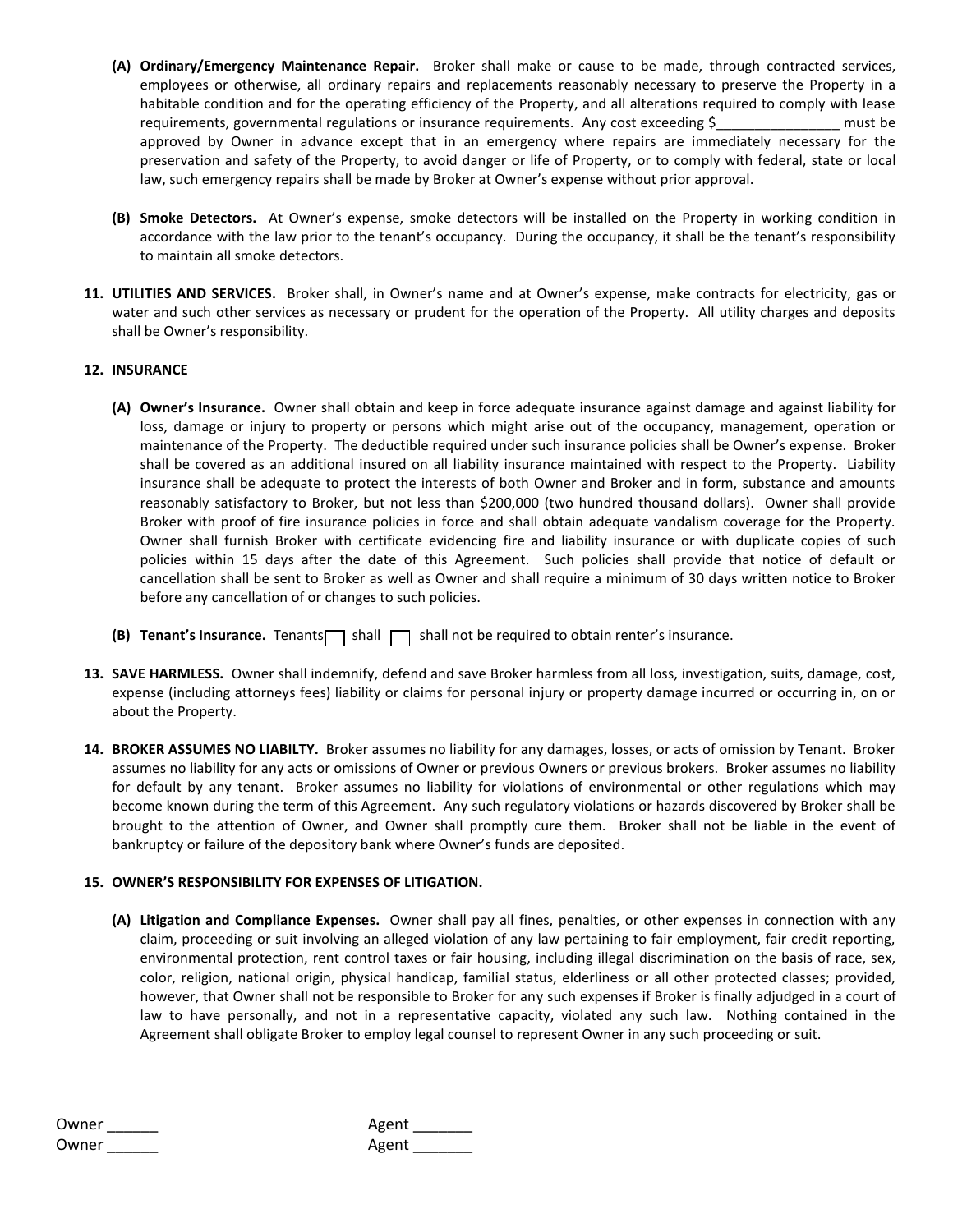**(A) Ordinary/Emergency Maintenance Repair.** Broker shall make or cause to be made, through contracted services, employees or otherwise, all ordinary repairs and replacements reasonably necessary to preserve the Property in a habitable condition and for the operating efficiency of the Property, and all alterations required to comply with lease requirements, governmental regulations or insurance requirements. Any cost exceeding $________________ must be approved by Owner in advance except that in an emergency where repairs are immediately necessary for the preservation and safety of the Property, to avoid danger or life of Property, or to comply with federal, state or local law, such emergency repairs shall be made by Broker at Owner's expense without prior approval.

**(B) Smoke Detectors.** At Owner's expense, smoke detectors will be installed on the Property in working condition in accordance with the law prior to the tenant's occupancy. During the occupancy, it shall be the tenant's responsibility to maintain all smoke detectors.

**11. UTILITIES AND SERVICES.** Broker shall, in Owner's name and at Owner's expense, make contracts for electricity, gas or water and such other services as necessary or prudent for the operation of the Property. All utility charges and deposits shall be Owner's responsibility.

**12. INSURANCE**

**(A) Owner's Insurance.** Owner shall obtain and keep in force adequate insurance against damage and against liability for loss, damage or injury to property or persons which might arise out of the occupancy, management, operation or maintenance of the Property. The deductible required under such insurance policies shall be Owner's expense. Broker shall be covered as an additional insured on all liability insurance maintained with respect to the Property. Liability insurance shall be adequate to protect the interests of both Owner and Broker and in form, substance and amounts reasonably satisfactory to Broker, but not less than $200,000 (two hundred thousand dollars). Owner shall provide Broker with proof of fire insurance policies in force and shall obtain adequate vandalism coverage for the Property. Owner shall furnish Broker with certificate evidencing fire and liability insurance or with duplicate copies of such policies within 15 days after the date of this Agreement. Such policies shall provide that notice of default or cancellation shall be sent to Broker as well as Owner and shall require a minimum of 30 days written notice to Broker before any cancellation of or changes to such policies.

**(B) Tenant's Insurance.** Tenants ☐ shall ☐ shall not be required to obtain renter's insurance.

**13. SAVE HARMLESS.** Owner shall indemnify, defend and save Broker harmless from all loss, investigation, suits, damage, cost, expense (including attorneys fees) liability or claims for personal injury or property damage incurred or occurring in, on or about the Property.

**14. BROKER ASSUMES NO LIABILTY.** Broker assumes no liability for any damages, losses, or acts of omission by Tenant. Broker assumes no liability for any acts or omissions of Owner or previous Owners or previous brokers. Broker assumes no liability for default by any tenant. Broker assumes no liability for violations of environmental or other regulations which may become known during the term of this Agreement. Any such regulatory violations or hazards discovered by Broker shall be brought to the attention of Owner, and Owner shall promptly cure them. Broker shall not be liable in the event of bankruptcy or failure of the depository bank where Owner's funds are deposited.

**15. OWNER'S RESPONSIBILITY FOR EXPENSES OF LITIGATION.**

**(A) Litigation and Compliance Expenses.** Owner shall pay all fines, penalties, or other expenses in connection with any claim, proceeding or suit involving an alleged violation of any law pertaining to fair employment, fair credit reporting, environmental protection, rent control taxes or fair housing, including illegal discrimination on the basis of race, sex, color, religion, national origin, physical handicap, familial status, elderliness or all other protected classes; provided, however, that Owner shall not be responsible to Broker for any such expenses if Broker is finally adjudged in a court of law to have personally, and not in a representative capacity, violated any such law. Nothing contained in the Agreement shall obligate Broker to employ legal counsel to represent Owner in any such proceeding or suit.

Owner ______ Agent _______
Owner ______ Agent _______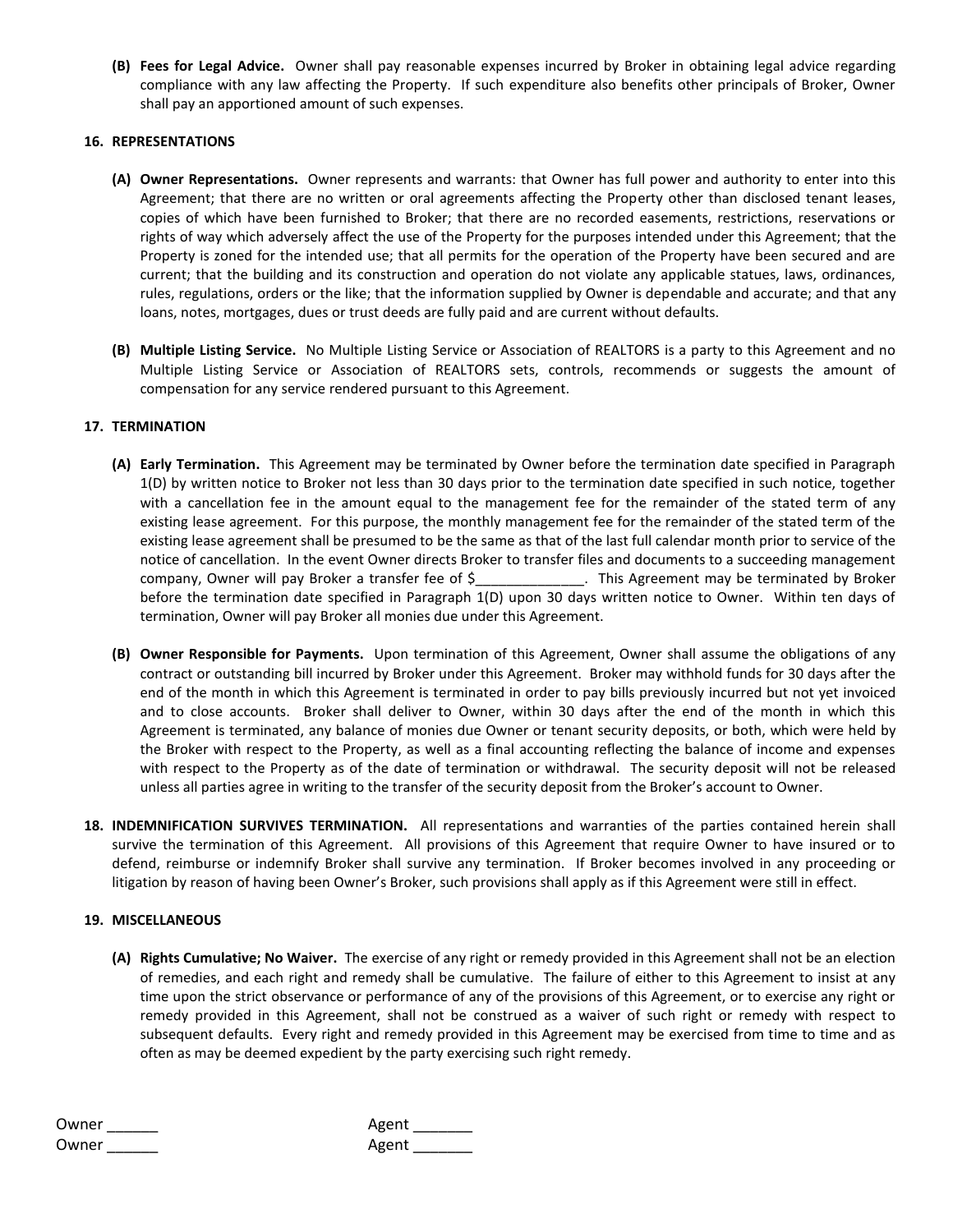**(B) Fees for Legal Advice.** Owner shall pay reasonable expenses incurred by Broker in obtaining legal advice regarding compliance with any law affecting the Property. If such expenditure also benefits other principals of Broker, Owner shall pay an apportioned amount of such expenses.

**16. REPRESENTATIONS**

**(A) Owner Representations.** Owner represents and warrants: that Owner has full power and authority to enter into this Agreement; that there are no written or oral agreements affecting the Property other than disclosed tenant leases, copies of which have been furnished to Broker; that there are no recorded easements, restrictions, reservations or rights of way which adversely affect the use of the Property for the purposes intended under this Agreement; that the Property is zoned for the intended use; that all permits for the operation of the Property have been secured and are current; that the building and its construction and operation do not violate any applicable statues, laws, ordinances, rules, regulations, orders or the like; that the information supplied by Owner is dependable and accurate; and that any loans, notes, mortgages, dues or trust deeds are fully paid and are current without defaults.

**(B) Multiple Listing Service.** No Multiple Listing Service or Association of REALTORS is a party to this Agreement and no Multiple Listing Service or Association of REALTORS sets, controls, recommends or suggests the amount of compensation for any service rendered pursuant to this Agreement.

**17. TERMINATION**

**(A) Early Termination.** This Agreement may be terminated by Owner before the termination date specified in Paragraph 1(D) by written notice to Broker not less than 30 days prior to the termination date specified in such notice, together with a cancellation fee in the amount equal to the management fee for the remainder of the stated term of any existing lease agreement. For this purpose, the monthly management fee for the remainder of the stated term of the existing lease agreement shall be presumed to be the same as that of the last full calendar month prior to service of the notice of cancellation. In the event Owner directs Broker to transfer files and documents to a succeeding management company, Owner will pay Broker a transfer fee of $______________. This Agreement may be terminated by Broker before the termination date specified in Paragraph 1(D) upon 30 days written notice to Owner. Within ten days of termination, Owner will pay Broker all monies due under this Agreement.

**(B) Owner Responsible for Payments.** Upon termination of this Agreement, Owner shall assume the obligations of any contract or outstanding bill incurred by Broker under this Agreement. Broker may withhold funds for 30 days after the end of the month in which this Agreement is terminated in order to pay bills previously incurred but not yet invoiced and to close accounts. Broker shall deliver to Owner, within 30 days after the end of the month in which this Agreement is terminated, any balance of monies due Owner or tenant security deposits, or both, which were held by the Broker with respect to the Property, as well as a final accounting reflecting the balance of income and expenses with respect to the Property as of the date of termination or withdrawal. The security deposit will not be released unless all parties agree in writing to the transfer of the security deposit from the Broker's account to Owner.

**18. INDEMNIFICATION SURVIVES TERMINATION.** All representations and warranties of the parties contained herein shall survive the termination of this Agreement. All provisions of this Agreement that require Owner to have insured or to defend, reimburse or indemnify Broker shall survive any termination. If Broker becomes involved in any proceeding or litigation by reason of having been Owner's Broker, such provisions shall apply as if this Agreement were still in effect.

**19. MISCELLANEOUS**

**(A) Rights Cumulative; No Waiver.** The exercise of any right or remedy provided in this Agreement shall not be an election of remedies, and each right and remedy shall be cumulative. The failure of either to this Agreement to insist at any time upon the strict observance or performance of any of the provisions of this Agreement, or to exercise any right or remedy provided in this Agreement, shall not be construed as a waiver of such right or remedy with respect to subsequent defaults. Every right and remedy provided in this Agreement may be exercised from time to time and as often as may be deemed expedient by the party exercising such right remedy.

Owner ______ Agent _______
Owner ______ Agent _______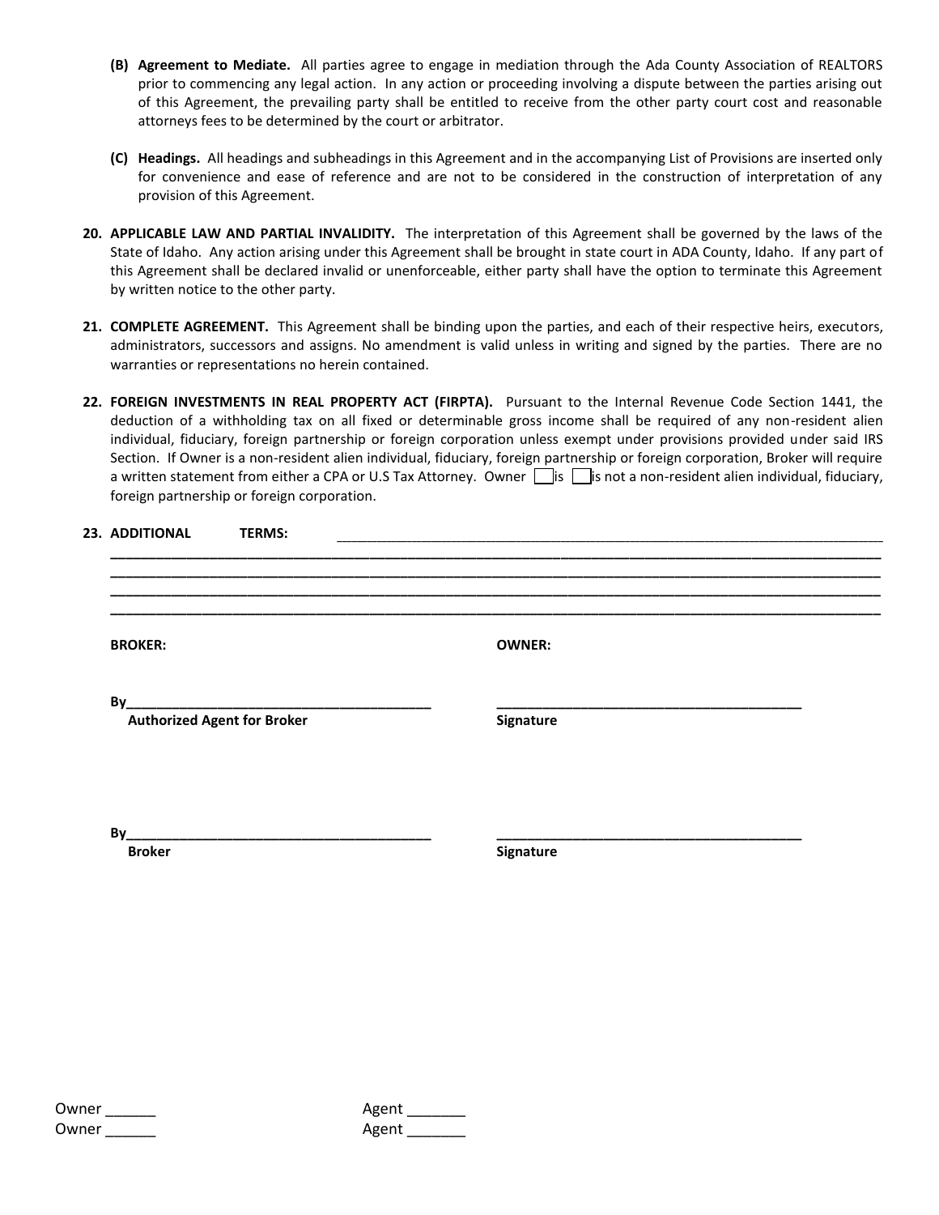**(B) Agreement to Mediate.** All parties agree to engage in mediation through the Ada County Association of REALTORS prior to commencing any legal action. In any action or proceeding involving a dispute between the parties arising out of this Agreement, the prevailing party shall be entitled to receive from the other party court cost and reasonable attorneys fees to be determined by the court or arbitrator.

**(C) Headings.** All headings and subheadings in this Agreement and in the accompanying List of Provisions are inserted only for convenience and ease of reference and are not to be considered in the construction of interpretation of any provision of this Agreement.

**20. APPLICABLE LAW AND PARTIAL INVALIDITY.** The interpretation of this Agreement shall be governed by the laws of the State of Idaho. Any action arising under this Agreement shall be brought in state court in ADA County, Idaho. If any part of this Agreement shall be declared invalid or unenforceable, either party shall have the option to terminate this Agreement by written notice to the other party.

**21. COMPLETE AGREEMENT.** This Agreement shall be binding upon the parties, and each of their respective heirs, executors, administrators, successors and assigns. No amendment is valid unless in writing and signed by the parties. There are no warranties or representations no herein contained.

**22. FOREIGN INVESTMENTS IN REAL PROPERTY ACT (FIRPTA).** Pursuant to the Internal Revenue Code Section 1441, the deduction of a withholding tax on all fixed or determinable gross income shall be required of any non-resident alien individual, fiduciary, foreign partnership or foreign corporation unless exempt under provisions provided under said IRS Section. If Owner is a non-resident alien individual, fiduciary, foreign partnership or foreign corporation, Broker will require a written statement from either a CPA or U.S Tax Attorney. Owner ☐ is ☐ is not a non-resident alien individual, fiduciary, foreign partnership or foreign corporation.

**23. ADDITIONAL TERMS:** ______________________________________________________________________________

________________________________________________________________________________________________

________________________________________________________________________________________________

________________________________________________________________________________________________

________________________________________________________________________________________________

**BROKER:** | **OWNER:**

By__________________________________________ | __________________________________________

**Authorized Agent for Broker** | **Signature**

By__________________________________________ | __________________________________________

**Broker** | **Signature**

Owner ______ Agent _______

Owner ______ Agent _______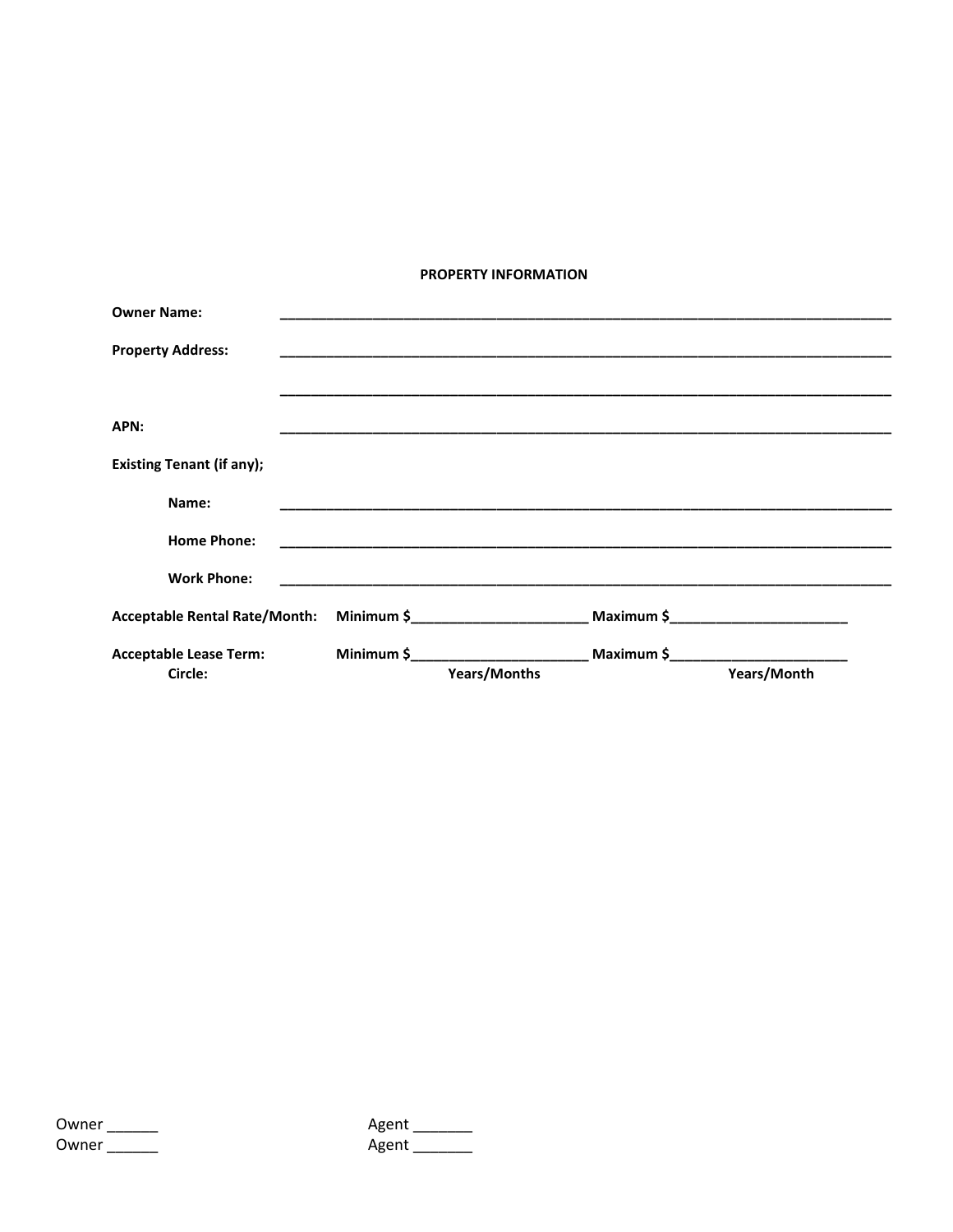## PROPERTY INFORMATION

**Owner Name:** ____________________________________________________________________________

**Property Address:** ____________________________________________________________________________

____________________________________________________________________________

**APN:** ____________________________________________________________________________

**Existing Tenant (if any);**

**Name:** ____________________________________________________________________________

**Home Phone:** ____________________________________________________________________________

**Work Phone:** ____________________________________________________________________________

**Acceptable Rental Rate/Month:** **Minimum $**______________________ **Maximum $**______________________

**Acceptable Lease Term:** **Minimum $**______________________ **Maximum $**______________________
**Circle:** **Years/Months** **Years/Month**

Owner ______
Owner ______

Agent _______
Agent _______